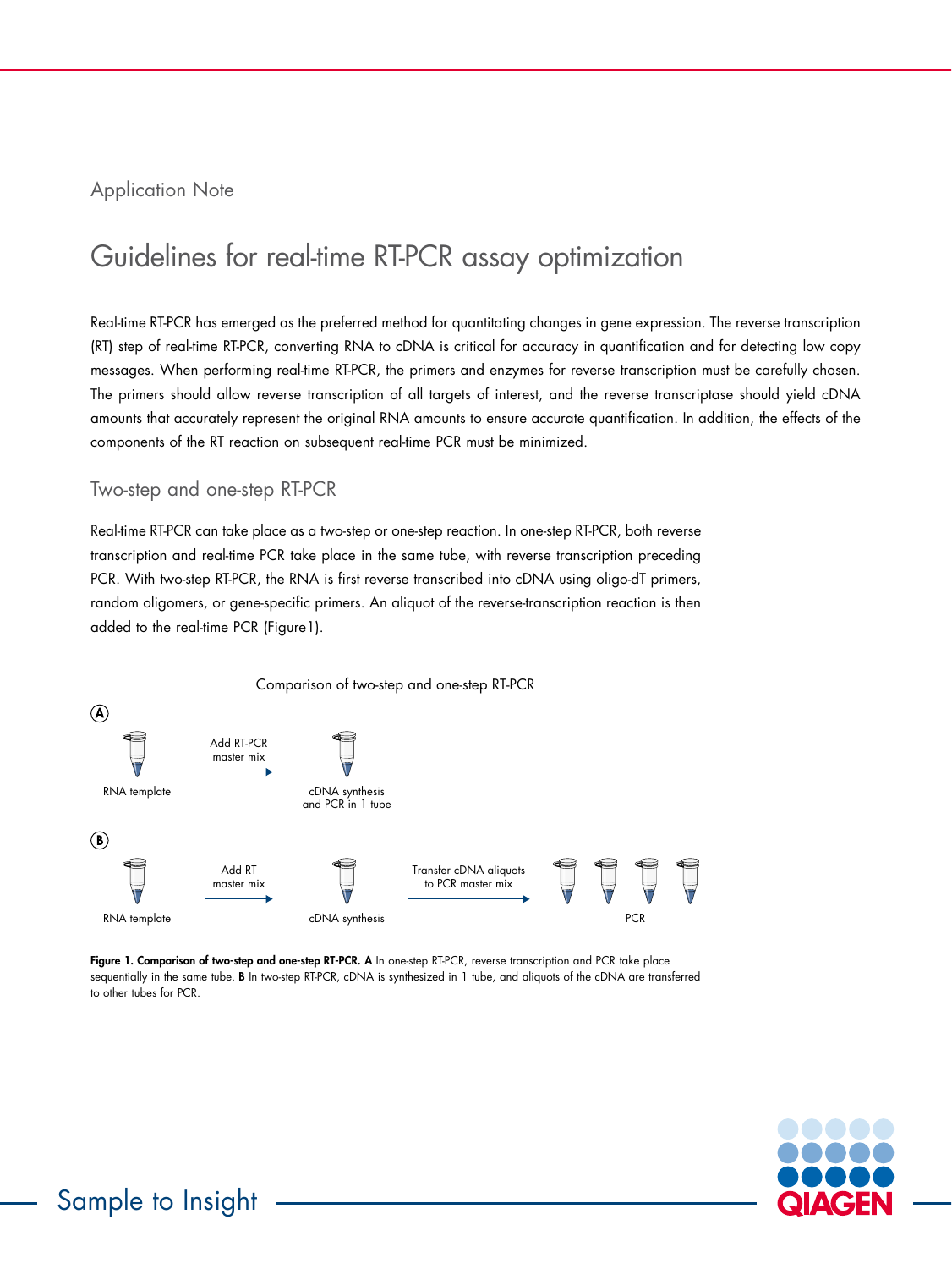Application Note

# Guidelines for real-time RT-PCR assay optimization

Real-time RT-PCR has emerged as the preferred method for quantitating changes in gene expression. The reverse transcription (RT) step of real-time RT-PCR, converting RNA to cDNA is critical for accuracy in quantification and for detecting low copy messages. When performing real-time RT-PCR, the primers and enzymes for reverse transcription must be carefully chosen. The primers should allow reverse transcription of all targets of interest, and the reverse transcriptase should yield cDNA amounts that accurately represent the original RNA amounts to ensure accurate quantification. In addition, the effects of the components of the RT reaction on subsequent real-time PCR must be minimized.

## Two-step and one-step RT-PCR

Real-time RT-PCR can take place as a two-step or one-step reaction. In one-step RT-PCR, both reverse transcription and real-time PCR take place in the same tube, with reverse transcription preceding PCR. With two-step RT-PCR, the RNA is first reverse transcribed into cDNA using oligo-dT primers, random oligomers, or gene-specific primers. An aliquot of the reverse-transcription reaction is then added to the real-time PCR (Figure1).

Comparison of two-step and one-step RT-PCR

A

RNA template → Add RT-PCR master mix → cDNA synthesis and PCR in 1 tube

B

RNA template → Add RT master mix → cDNA synthesis → Transfer cDNA aliquots to PCR master mix → PCR

**Figure 1. Comparison of two-step and one-step RT-PCR. A** In one-step RT-PCR, reverse transcription and PCR take place sequentially in the same tube. **B** In two-step RT-PCR, cDNA is synthesized in 1 tube, and aliquots of the cDNA are transferred to other tubes for PCR.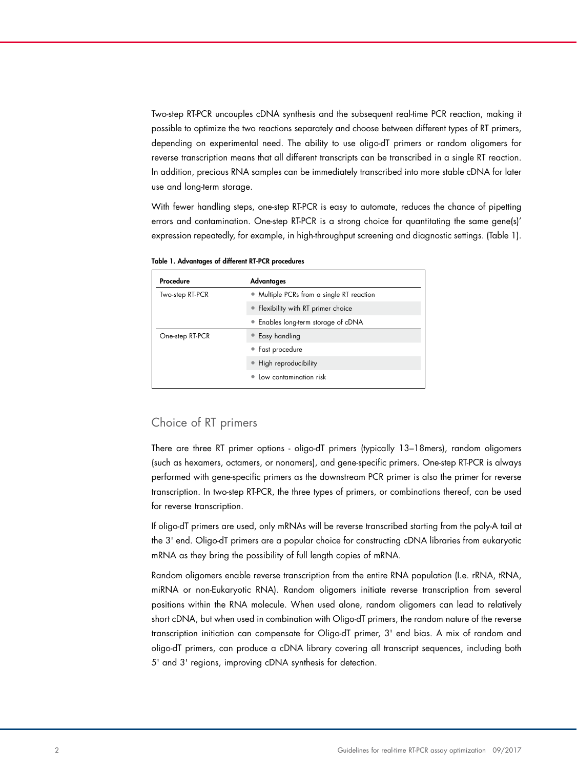Two-step RT-PCR uncouples cDNA synthesis and the subsequent real-time PCR reaction, making it possible to optimize the two reactions separately and choose between different types of RT primers, depending on experimental need. The ability to use oligo-dT primers or random oligomers for reverse transcription means that all different transcripts can be transcribed in a single RT reaction. In addition, precious RNA samples can be immediately transcribed into more stable cDNA for later use and long-term storage.

With fewer handling steps, one-step RT-PCR is easy to automate, reduces the chance of pipetting errors and contamination. One-step RT-PCR is a strong choice for quantitating the same gene(s)' expression repeatedly, for example, in high-throughput screening and diagnostic settings. (Table 1).

**Table 1. Advantages of different RT-PCR procedures**

| Procedure | Advantages |
| --- | --- |
| Two-step RT-PCR | • Multiple PCRs from a single RT reaction |
| | • Flexibility with RT primer choice |
| | • Enables long-term storage of cDNA |
| One-step RT-PCR | • Easy handling |
| | • Fast procedure |
| | • High reproducibility |
| | • Low contamination risk |

## Choice of RT primers

There are three RT primer options - oligo-dT primers (typically 13–18mers), random oligomers (such as hexamers, octamers, or nonamers), and gene-specific primers. One-step RT-PCR is always performed with gene-specific primers as the downstream PCR primer is also the primer for reverse transcription. In two-step RT-PCR, the three types of primers, or combinations thereof, can be used for reverse transcription.

If oligo-dT primers are used, only mRNAs will be reverse transcribed starting from the poly-A tail at the 3' end. Oligo-dT primers are a popular choice for constructing cDNA libraries from eukaryotic mRNA as they bring the possibility of full length copies of mRNA.

Random oligomers enable reverse transcription from the entire RNA population (I.e. rRNA, tRNA, miRNA or non-Eukaryotic RNA). Random oligomers initiate reverse transcription from several positions within the RNA molecule. When used alone, random oligomers can lead to relatively short cDNA, but when used in combination with Oligo-dT primers, the random nature of the reverse transcription initiation can compensate for Oligo-dT primer, 3' end bias. A mix of random and oligo-dT primers, can produce a cDNA library covering all transcript sequences, including both 5' and 3' regions, improving cDNA synthesis for detection.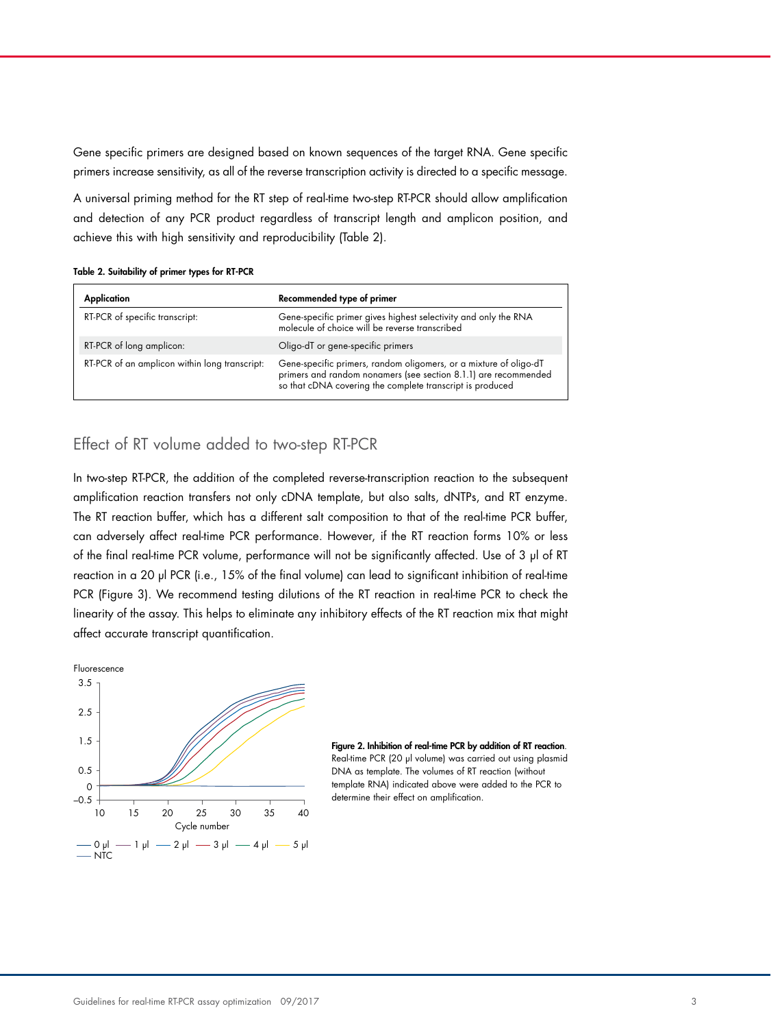Gene specific primers are designed based on known sequences of the target RNA. Gene specific primers increase sensitivity, as all of the reverse transcription activity is directed to a specific message.

A universal priming method for the RT step of real-time two-step RT-PCR should allow amplification and detection of any PCR product regardless of transcript length and amplicon position, and achieve this with high sensitivity and reproducibility (Table 2).

**Table 2. Suitability of primer types for RT-PCR**

| Application | Recommended type of primer |
|---|---|
| RT-PCR of specific transcript: | Gene-specific primer gives highest selectivity and only the RNA molecule of choice will be reverse transcribed |
| RT-PCR of long amplicon: | Oligo-dT or gene-specific primers |
| RT-PCR of an amplicon within long transcript: | Gene-specific primers, random oligomers, or a mixture of oligo-dT primers and random nonamers (see section 8.1.1) are recommended so that cDNA covering the complete transcript is produced |

## Effect of RT volume added to two-step RT-PCR

In two-step RT-PCR, the addition of the completed reverse-transcription reaction to the subsequent amplification reaction transfers not only cDNA template, but also salts, dNTPs, and RT enzyme. The RT reaction buffer, which has a different salt composition to that of the real-time PCR buffer, can adversely affect real-time PCR performance. However, if the RT reaction forms 10% or less of the final real-time PCR volume, performance will not be significantly affected. Use of 3 µl of RT reaction in a 20 µl PCR (i.e., 15% of the final volume) can lead to significant inhibition of real-time PCR (Figure 3). We recommend testing dilutions of the RT reaction in real-time PCR to check the linearity of the assay. This helps to eliminate any inhibitory effects of the RT reaction mix that might affect accurate transcript quantification.

**Figure 2. Inhibition of real-time PCR by addition of RT reaction.** Real-time PCR (20 µl volume) was carried out using plasmid DNA as template. The volumes of RT reaction (without template RNA) indicated above were added to the PCR to determine their effect on amplification.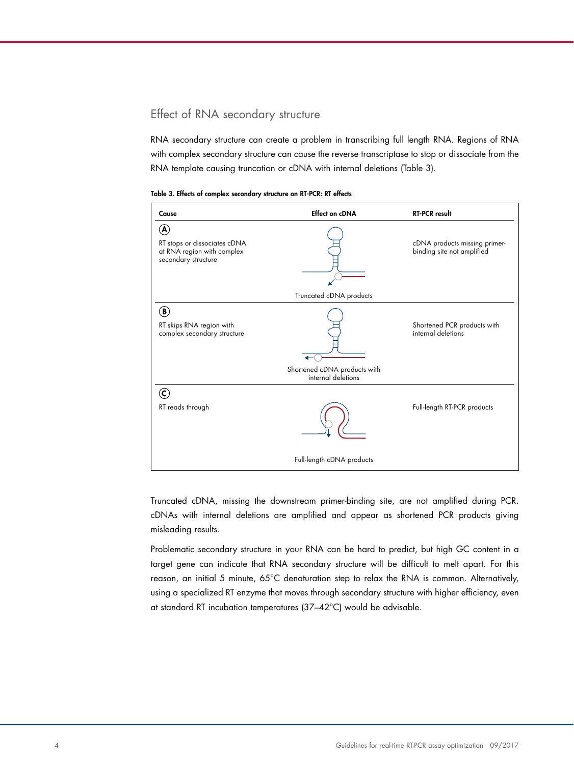## Effect of RNA secondary structure

RNA secondary structure can create a problem in transcribing full length RNA. Regions of RNA with complex secondary structure can cause the reverse transcriptase to stop or dissociate from the RNA template causing truncation or cDNA with internal deletions (Table 3).

**Table 3. Effects of complex secondary structure on RT-PCR: RT effects**

| Cause | Effect on cDNA | RT-PCR result |
|---|---|---|
| **A** RT stops or dissociates cDNA at RNA region with complex secondary structure | Truncated cDNA products | cDNA products missing primer-binding site not amplified |
| **B** RT skips RNA region with complex secondary structure | Shortened cDNA products with internal deletions | Shortened PCR products with internal deletions |
| **C** RT reads through | Full-length cDNA products | Full-length RT-PCR products |

Truncated cDNA, missing the downstream primer-binding site, are not amplified during PCR. cDNAs with internal deletions are amplified and appear as shortened PCR products giving misleading results.

Problematic secondary structure in your RNA can be hard to predict, but high GC content in a target gene can indicate that RNA secondary structure will be difficult to melt apart. For this reason, an initial 5 minute, 65°C denaturation step to relax the RNA is common. Alternatively, using a specialized RT enzyme that moves through secondary structure with higher efficiency, even at standard RT incubation temperatures (37–42°C) would be advisable.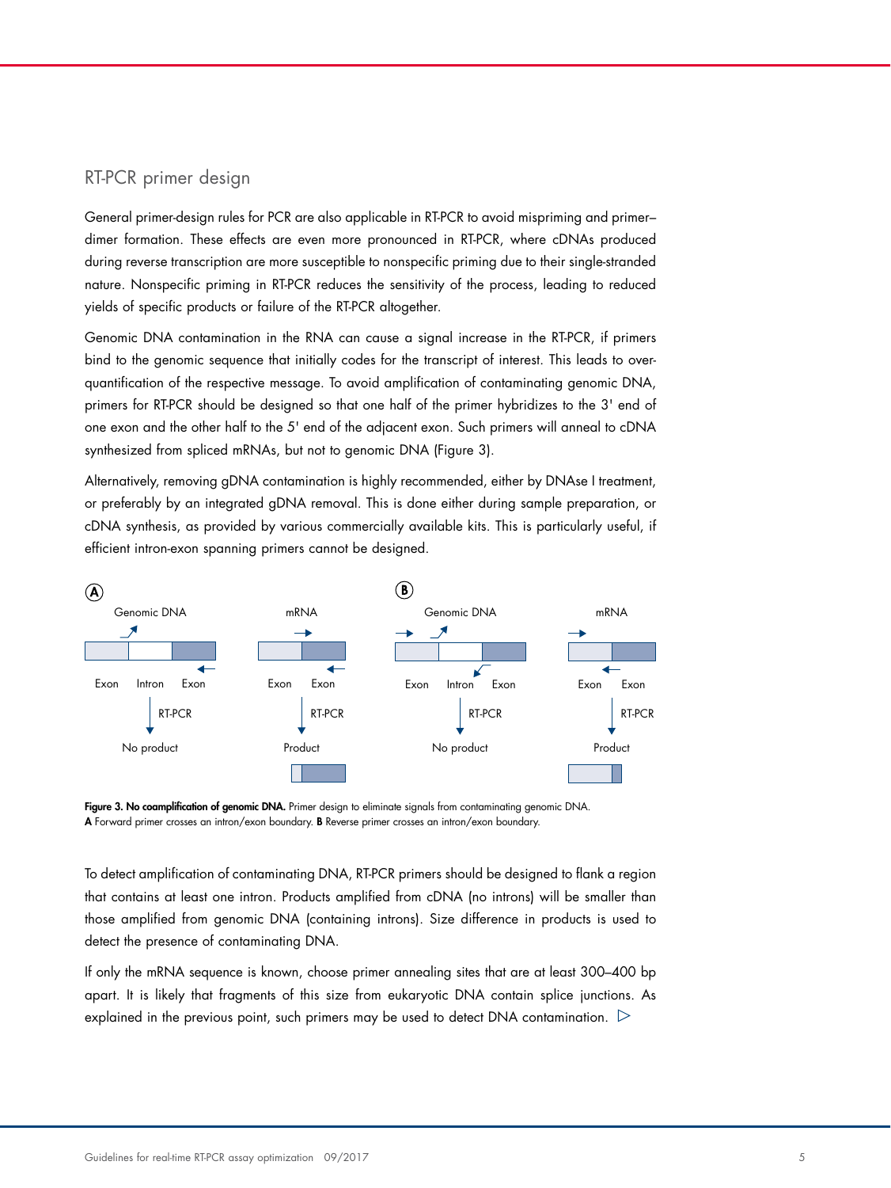## RT-PCR primer design

General primer-design rules for PCR are also applicable in RT-PCR to avoid mispriming and primer–dimer formation. These effects are even more pronounced in RT-PCR, where cDNAs produced during reverse transcription are more susceptible to nonspecific priming due to their single-stranded nature. Nonspecific priming in RT-PCR reduces the sensitivity of the process, leading to reduced yields of specific products or failure of the RT-PCR altogether.

Genomic DNA contamination in the RNA can cause a signal increase in the RT-PCR, if primers bind to the genomic sequence that initially codes for the transcript of interest. This leads to over-quantification of the respective message. To avoid amplification of contaminating genomic DNA, primers for RT-PCR should be designed so that one half of the primer hybridizes to the 3' end of one exon and the other half to the 5' end of the adjacent exon. Such primers will anneal to cDNA synthesized from spliced mRNAs, but not to genomic DNA (Figure 3).

Alternatively, removing gDNA contamination is highly recommended, either by DNAse I treatment, or preferably by an integrated gDNA removal. This is done either during sample preparation, or cDNA synthesis, as provided by various commercially available kits. This is particularly useful, if efficient intron-exon spanning primers cannot be designed.

A — Genomic DNA: Exon, Intron, Exon → RT-PCR → No product. mRNA: Exon, Exon → RT-PCR → Product

B — Genomic DNA: Exon, Intron, Exon → RT-PCR → No product. mRNA: Exon, Exon → RT-PCR → Product

**Figure 3. No coamplification of genomic DNA.** Primer design to eliminate signals from contaminating genomic DNA. **A** Forward primer crosses an intron/exon boundary. **B** Reverse primer crosses an intron/exon boundary.

To detect amplification of contaminating DNA, RT-PCR primers should be designed to flank a region that contains at least one intron. Products amplified from cDNA (no introns) will be smaller than those amplified from genomic DNA (containing introns). Size difference in products is used to detect the presence of contaminating DNA.

If only the mRNA sequence is known, choose primer annealing sites that are at least 300–400 bp apart. It is likely that fragments of this size from eukaryotic DNA contain splice junctions. As explained in the previous point, such primers may be used to detect DNA contamination.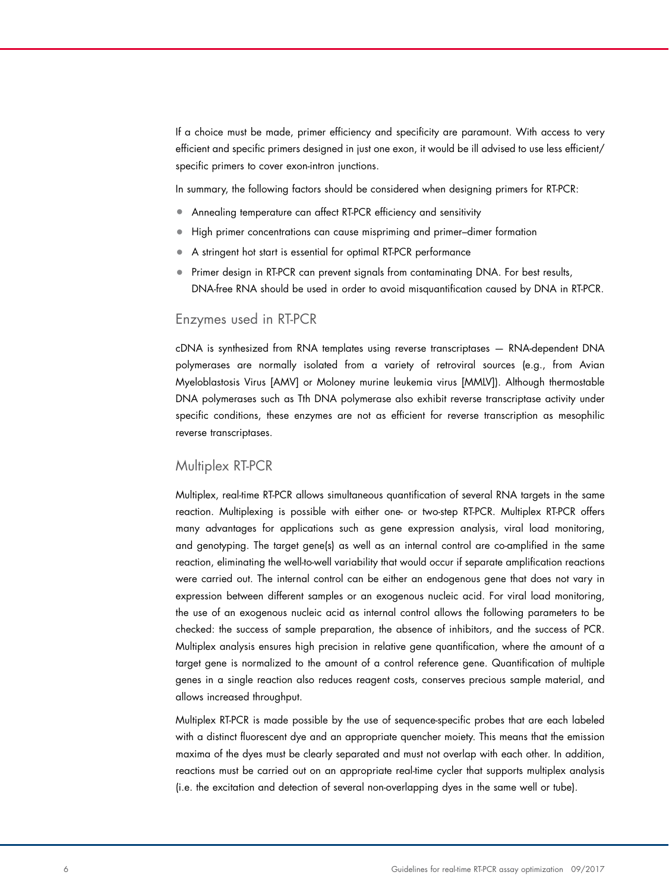If a choice must be made, primer efficiency and specificity are paramount. With access to very efficient and specific primers designed in just one exon, it would be ill advised to use less efficient/ specific primers to cover exon-intron junctions.

In summary, the following factors should be considered when designing primers for RT-PCR:

- Annealing temperature can affect RT-PCR efficiency and sensitivity
- High primer concentrations can cause mispriming and primer–dimer formation
- A stringent hot start is essential for optimal RT-PCR performance
- Primer design in RT-PCR can prevent signals from contaminating DNA. For best results, DNA-free RNA should be used in order to avoid misquantification caused by DNA in RT-PCR.

## Enzymes used in RT-PCR

cDNA is synthesized from RNA templates using reverse transcriptases — RNA-dependent DNA polymerases are normally isolated from a variety of retroviral sources (e.g., from Avian Myeloblastosis Virus [AMV] or Moloney murine leukemia virus [MMLV]). Although thermostable DNA polymerases such as Tth DNA polymerase also exhibit reverse transcriptase activity under specific conditions, these enzymes are not as efficient for reverse transcription as mesophilic reverse transcriptases.

## Multiplex RT-PCR

Multiplex, real-time RT-PCR allows simultaneous quantification of several RNA targets in the same reaction. Multiplexing is possible with either one- or two-step RT-PCR. Multiplex RT-PCR offers many advantages for applications such as gene expression analysis, viral load monitoring, and genotyping. The target gene(s) as well as an internal control are co-amplified in the same reaction, eliminating the well-to-well variability that would occur if separate amplification reactions were carried out. The internal control can be either an endogenous gene that does not vary in expression between different samples or an exogenous nucleic acid. For viral load monitoring, the use of an exogenous nucleic acid as internal control allows the following parameters to be checked: the success of sample preparation, the absence of inhibitors, and the success of PCR. Multiplex analysis ensures high precision in relative gene quantification, where the amount of a target gene is normalized to the amount of a control reference gene. Quantification of multiple genes in a single reaction also reduces reagent costs, conserves precious sample material, and allows increased throughput.

Multiplex RT-PCR is made possible by the use of sequence-specific probes that are each labeled with a distinct fluorescent dye and an appropriate quencher moiety. This means that the emission maxima of the dyes must be clearly separated and must not overlap with each other. In addition, reactions must be carried out on an appropriate real-time cycler that supports multiplex analysis (i.e. the excitation and detection of several non-overlapping dyes in the same well or tube).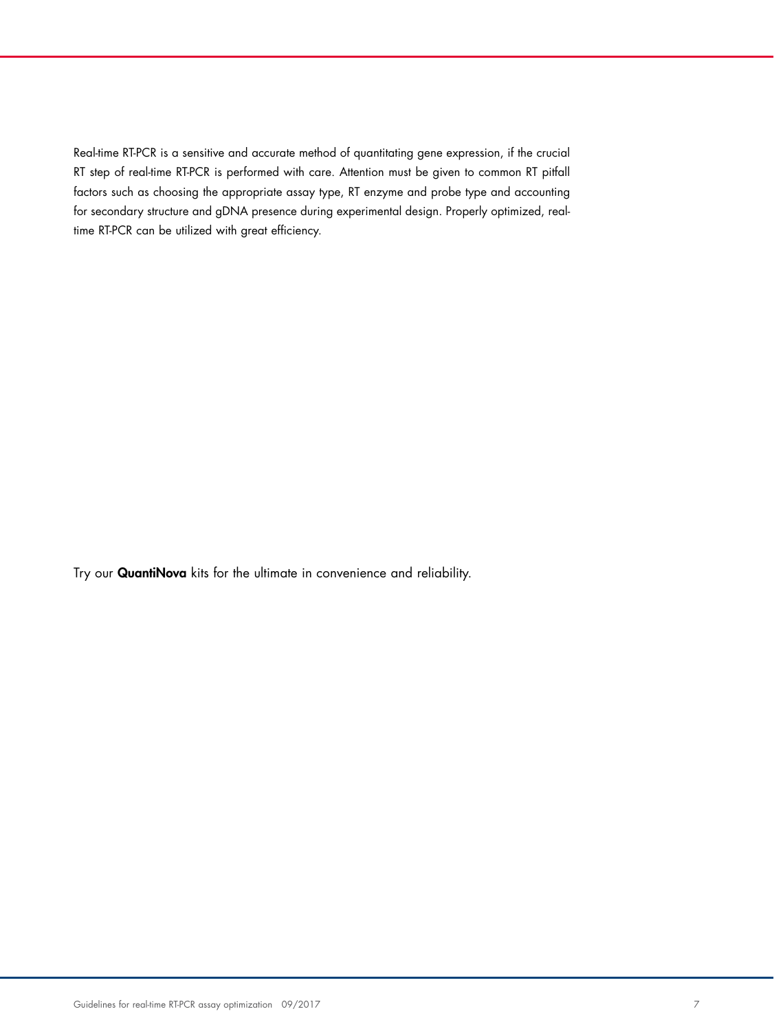Real-time RT-PCR is a sensitive and accurate method of quantitating gene expression, if the crucial RT step of real-time RT-PCR is performed with care. Attention must be given to common RT pitfall factors such as choosing the appropriate assay type, RT enzyme and probe type and accounting for secondary structure and gDNA presence during experimental design. Properly optimized, real-time RT-PCR can be utilized with great efficiency.

Try our **QuantiNova** kits for the ultimate in convenience and reliability.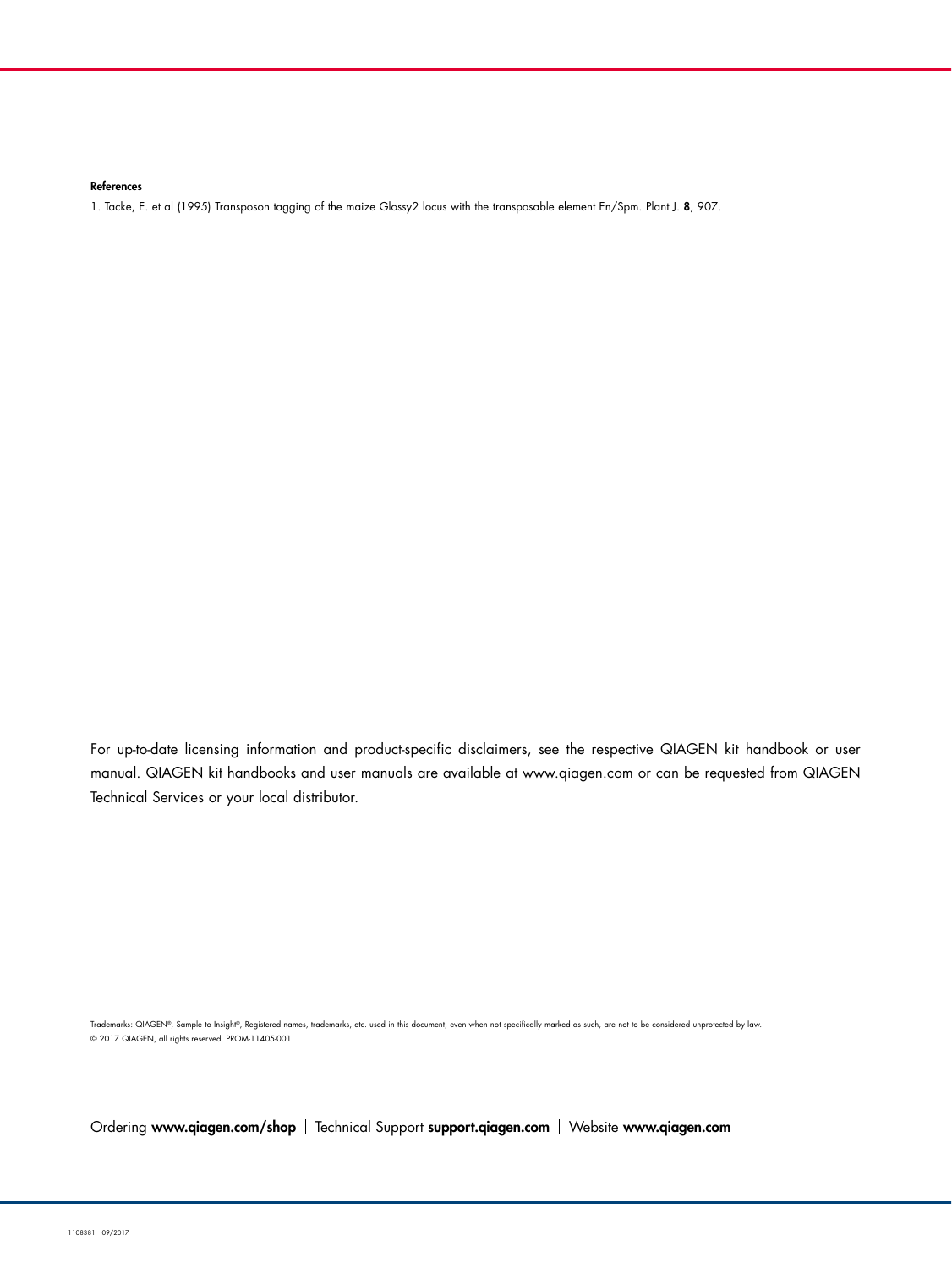**References**

1. Tacke, E. et al (1995) Transposon tagging of the maize Glossy2 locus with the transposable element En/Spm. Plant J. **8**, 907.

For up-to-date licensing information and product-specific disclaimers, see the respective QIAGEN kit handbook or user manual. QIAGEN kit handbooks and user manuals are available at www.qiagen.com or can be requested from QIAGEN Technical Services or your local distributor.

Trademarks: QIAGEN®, Sample to Insight®, Registered names, trademarks, etc. used in this document, even when not specifically marked as such, are not to be considered unprotected by law.
© 2017 QIAGEN, all rights reserved. PROM-11405-001

Ordering **www.qiagen.com/shop** | Technical Support **support.qiagen.com** | Website **www.qiagen.com**

1108381 09/2017